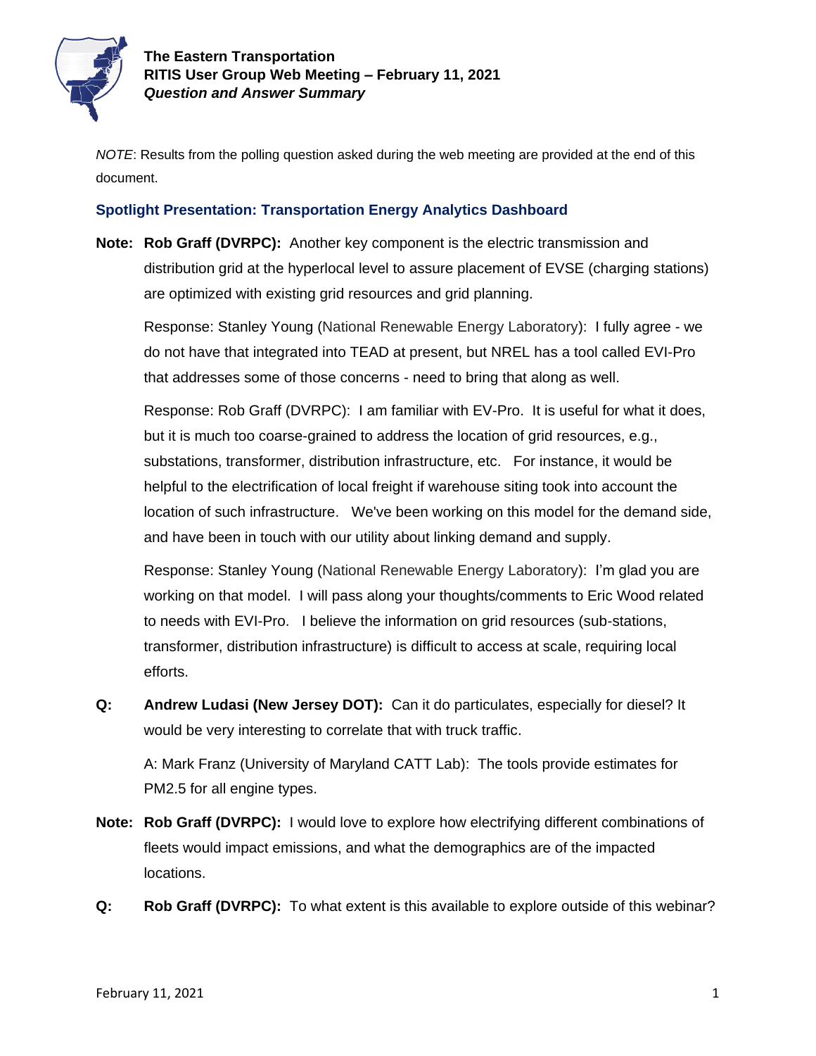**The Eastern Transportation**
**RITIS User Group Web Meeting – February 11, 2021**
***Question and Answer Summary***

*NOTE*: Results from the polling question asked during the web meeting are provided at the end of this document.

## Spotlight Presentation: Transportation Energy Analytics Dashboard

**Note:** **Rob Graff (DVRPC):** Another key component is the electric transmission and distribution grid at the hyperlocal level to assure placement of EVSE (charging stations) are optimized with existing grid resources and grid planning.

Response: Stanley Young (National Renewable Energy Laboratory): I fully agree - we do not have that integrated into TEAD at present, but NREL has a tool called EVI-Pro that addresses some of those concerns - need to bring that along as well.

Response: Rob Graff (DVRPC): I am familiar with EV-Pro. It is useful for what it does, but it is much too coarse-grained to address the location of grid resources, e.g., substations, transformer, distribution infrastructure, etc. For instance, it would be helpful to the electrification of local freight if warehouse siting took into account the location of such infrastructure. We've been working on this model for the demand side, and have been in touch with our utility about linking demand and supply.

Response: Stanley Young (National Renewable Energy Laboratory): I'm glad you are working on that model. I will pass along your thoughts/comments to Eric Wood related to needs with EVI-Pro. I believe the information on grid resources (sub-stations, transformer, distribution infrastructure) is difficult to access at scale, requiring local efforts.

**Q:** **Andrew Ludasi (New Jersey DOT):** Can it do particulates, especially for diesel? It would be very interesting to correlate that with truck traffic.

A: Mark Franz (University of Maryland CATT Lab): The tools provide estimates for PM2.5 for all engine types.

**Note:** **Rob Graff (DVRPC):** I would love to explore how electrifying different combinations of fleets would impact emissions, and what the demographics are of the impacted locations.

**Q:** **Rob Graff (DVRPC):** To what extent is this available to explore outside of this webinar?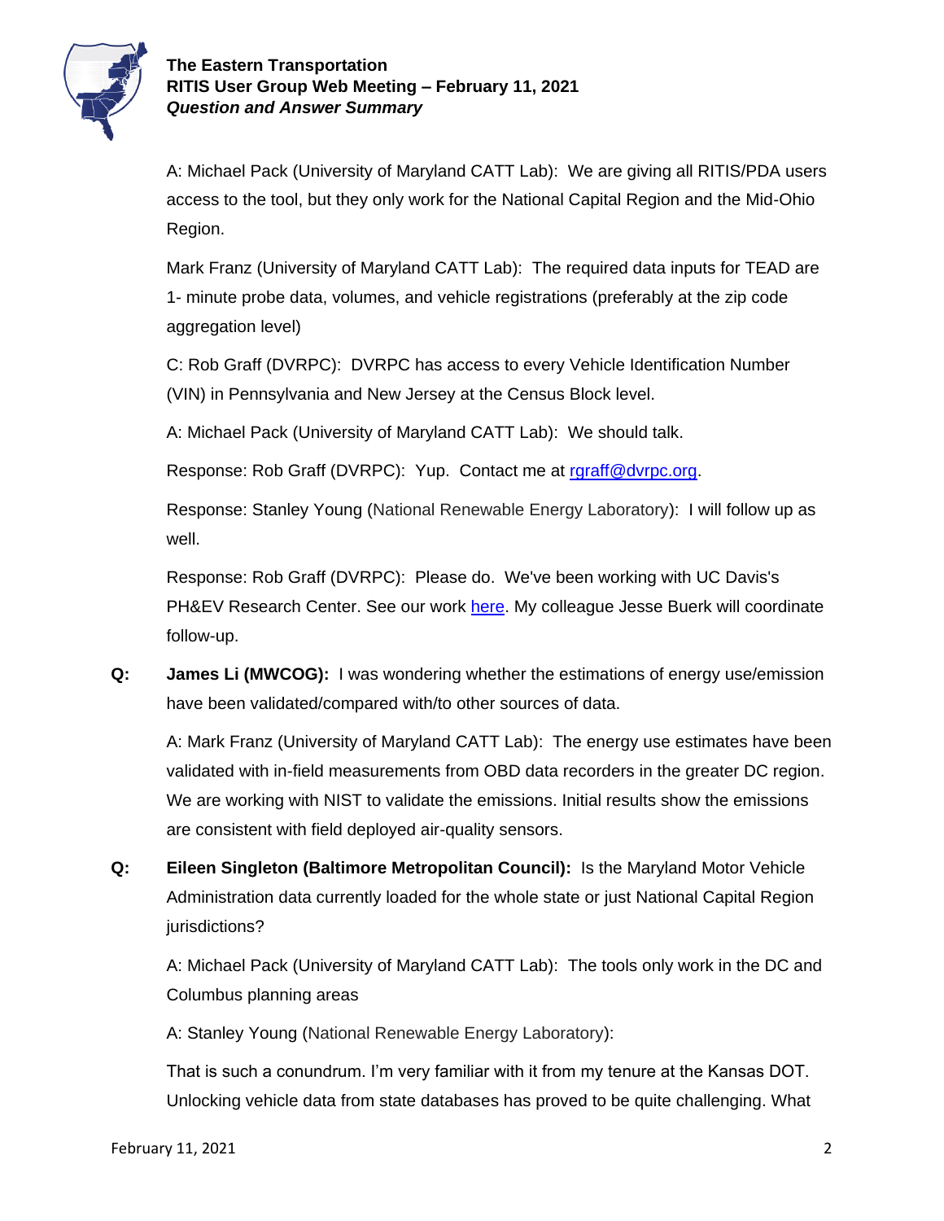A: Michael Pack (University of Maryland CATT Lab): We are giving all RITIS/PDA users access to the tool, but they only work for the National Capital Region and the Mid-Ohio Region.

Mark Franz (University of Maryland CATT Lab): The required data inputs for TEAD are 1- minute probe data, volumes, and vehicle registrations (preferably at the zip code aggregation level)

C: Rob Graff (DVRPC): DVRPC has access to every Vehicle Identification Number (VIN) in Pennsylvania and New Jersey at the Census Block level.

A: Michael Pack (University of Maryland CATT Lab): We should talk.

Response: Rob Graff (DVRPC): Yup. Contact me at rgraff@dvrpc.org.

Response: Stanley Young (National Renewable Energy Laboratory): I will follow up as well.

Response: Rob Graff (DVRPC): Please do. We've been working with UC Davis's PH&EV Research Center. See our work here. My colleague Jesse Buerk will coordinate follow-up.

**Q:** **James Li (MWCOG):** I was wondering whether the estimations of energy use/emission have been validated/compared with/to other sources of data.

A: Mark Franz (University of Maryland CATT Lab): The energy use estimates have been validated with in-field measurements from OBD data recorders in the greater DC region. We are working with NIST to validate the emissions. Initial results show the emissions are consistent with field deployed air-quality sensors.

**Q:** **Eileen Singleton (Baltimore Metropolitan Council):** Is the Maryland Motor Vehicle Administration data currently loaded for the whole state or just National Capital Region jurisdictions?

A: Michael Pack (University of Maryland CATT Lab): The tools only work in the DC and Columbus planning areas

A: Stanley Young (National Renewable Energy Laboratory):

That is such a conundrum. I'm very familiar with it from my tenure at the Kansas DOT. Unlocking vehicle data from state databases has proved to be quite challenging. What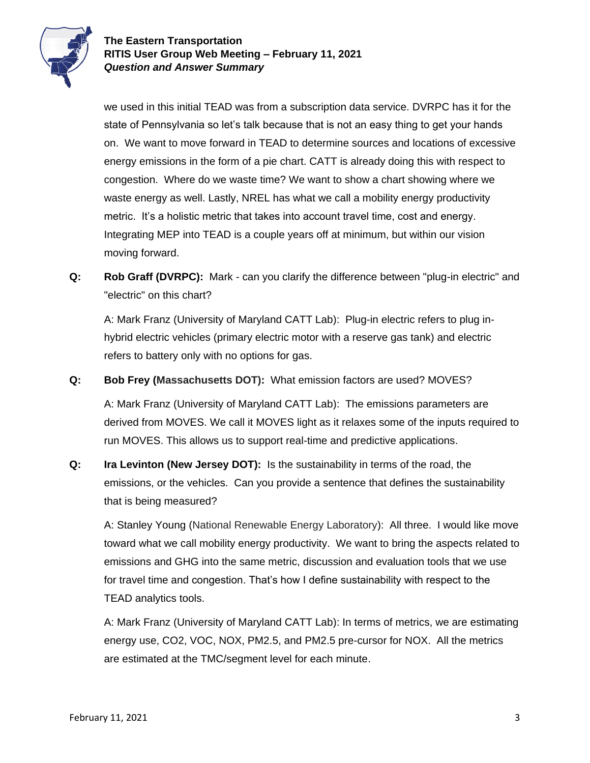we used in this initial TEAD was from a subscription data service. DVRPC has it for the state of Pennsylvania so let's talk because that is not an easy thing to get your hands on. We want to move forward in TEAD to determine sources and locations of excessive energy emissions in the form of a pie chart. CATT is already doing this with respect to congestion. Where do we waste time? We want to show a chart showing where we waste energy as well. Lastly, NREL has what we call a mobility energy productivity metric. It's a holistic metric that takes into account travel time, cost and energy. Integrating MEP into TEAD is a couple years off at minimum, but within our vision moving forward.

**Q:** **Rob Graff (DVRPC):** Mark - can you clarify the difference between "plug-in electric" and "electric" on this chart?

A: Mark Franz (University of Maryland CATT Lab): Plug-in electric refers to plug in-hybrid electric vehicles (primary electric motor with a reserve gas tank) and electric refers to battery only with no options for gas.

**Q:** **Bob Frey (Massachusetts DOT):** What emission factors are used? MOVES?

A: Mark Franz (University of Maryland CATT Lab): The emissions parameters are derived from MOVES. We call it MOVES light as it relaxes some of the inputs required to run MOVES. This allows us to support real-time and predictive applications.

**Q:** **Ira Levinton (New Jersey DOT):** Is the sustainability in terms of the road, the emissions, or the vehicles. Can you provide a sentence that defines the sustainability that is being measured?

A: Stanley Young (National Renewable Energy Laboratory): All three. I would like move toward what we call mobility energy productivity. We want to bring the aspects related to emissions and GHG into the same metric, discussion and evaluation tools that we use for travel time and congestion. That's how I define sustainability with respect to the TEAD analytics tools.

A: Mark Franz (University of Maryland CATT Lab): In terms of metrics, we are estimating energy use, $CO_2$, VOC, NOX, PM2.5, and PM2.5 pre-cursor for NOX. All the metrics are estimated at the TMC/segment level for each minute.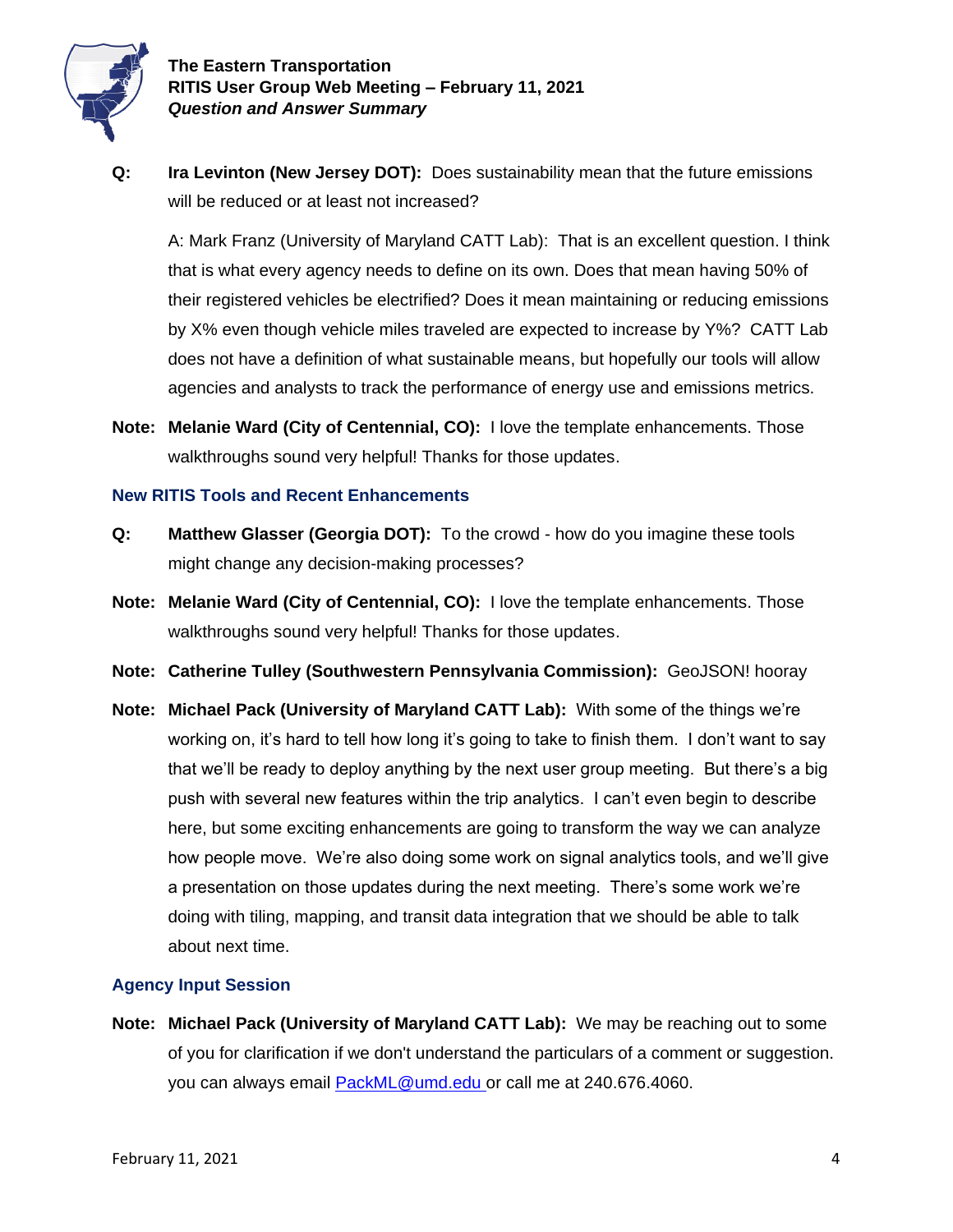**Q: Ira Levinton (New Jersey DOT):** Does sustainability mean that the future emissions will be reduced or at least not increased?

A: Mark Franz (University of Maryland CATT Lab): That is an excellent question. I think that is what every agency needs to define on its own. Does that mean having 50% of their registered vehicles be electrified? Does it mean maintaining or reducing emissions by X% even though vehicle miles traveled are expected to increase by Y%? CATT Lab does not have a definition of what sustainable means, but hopefully our tools will allow agencies and analysts to track the performance of energy use and emissions metrics.

**Note: Melanie Ward (City of Centennial, CO):** I love the template enhancements. Those walkthroughs sound very helpful! Thanks for those updates.

## New RITIS Tools and Recent Enhancements

**Q: Matthew Glasser (Georgia DOT):** To the crowd - how do you imagine these tools might change any decision-making processes?

**Note: Melanie Ward (City of Centennial, CO):** I love the template enhancements. Those walkthroughs sound very helpful! Thanks for those updates.

**Note: Catherine Tulley (Southwestern Pennsylvania Commission):** GeoJSON! hooray

**Note: Michael Pack (University of Maryland CATT Lab):** With some of the things we're working on, it's hard to tell how long it's going to take to finish them. I don't want to say that we'll be ready to deploy anything by the next user group meeting. But there's a big push with several new features within the trip analytics. I can't even begin to describe here, but some exciting enhancements are going to transform the way we can analyze how people move. We're also doing some work on signal analytics tools, and we'll give a presentation on those updates during the next meeting. There's some work we're doing with tiling, mapping, and transit data integration that we should be able to talk about next time.

## Agency Input Session

**Note: Michael Pack (University of Maryland CATT Lab):** We may be reaching out to some of you for clarification if we don't understand the particulars of a comment or suggestion. you can always email PackML@umd.edu or call me at 240.676.4060.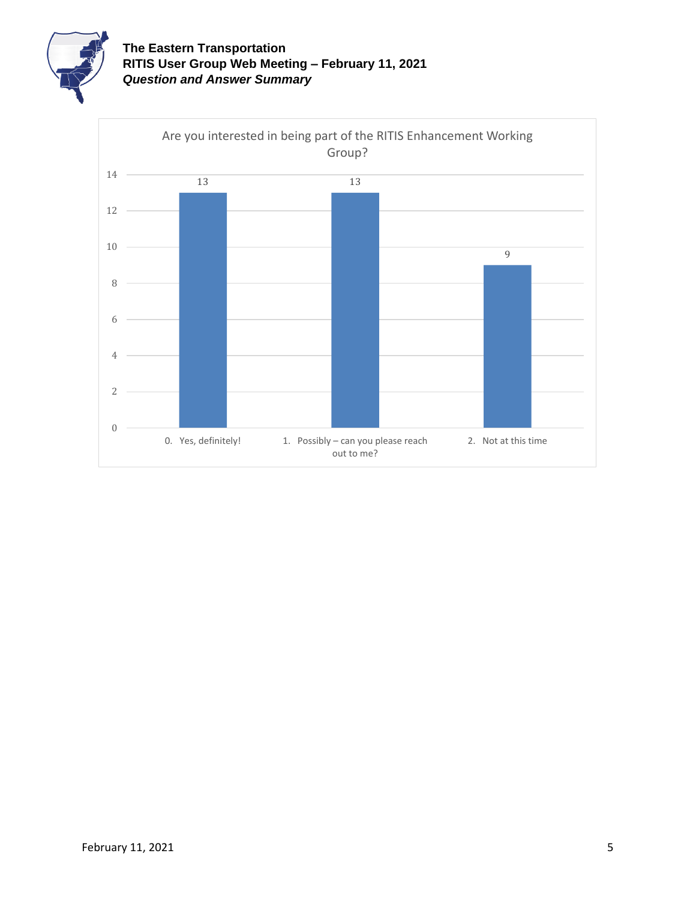Are you interested in being part of the RITIS Enhancement Working Group?

14
12
10
8
6
4
2
0

13
13
9

0. Yes, definitely!
1. Possibly – can you please reach out to me?
2. Not at this time